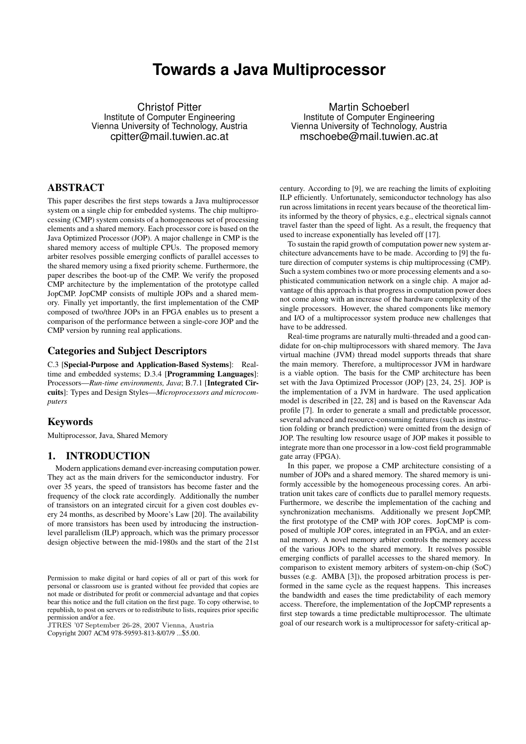# Towards a Java Multiprocessor

Christof Pitter
Institute of Computer Engineering
Vienna University of Technology, Austria
cpitter@mail.tuwien.ac.at

Martin Schoeberl
Institute of Computer Engineering
Vienna University of Technology, Austria
mschoebe@mail.tuwien.ac.at

## ABSTRACT

This paper describes the first steps towards a Java multiprocessor system on a single chip for embedded systems. The chip multiprocessing (CMP) system consists of a homogeneous set of processing elements and a shared memory. Each processor core is based on the Java Optimized Processor (JOP). A major challenge in CMP is the shared memory access of multiple CPUs. The proposed memory arbiter resolves possible emerging conflicts of parallel accesses to the shared memory using a fixed priority scheme. Furthermore, the paper describes the boot-up of the CMP. We verify the proposed CMP architecture by the implementation of the prototype called JopCMP. JopCMP consists of multiple JOPs and a shared memory. Finally yet importantly, the first implementation of the CMP composed of two/three JOPs in an FPGA enables us to present a comparison of the performance between a single-core JOP and the CMP version by running real applications.

## Categories and Subject Descriptors

C.3 [**Special-Purpose and Application-Based Systems**]: Real-time and embedded systems; D.3.4 [**Programming Languages**]: Processors—*Run-time environments, Java*; B.7.1 [**Integrated Circuits**]: Types and Design Styles—*Microprocessors and microcomputers*

## Keywords

Multiprocessor, Java, Shared Memory

## 1. INTRODUCTION

Modern applications demand ever-increasing computation power. They act as the main drivers for the semiconductor industry. For over 35 years, the speed of transistors has become faster and the frequency of the clock rate accordingly. Additionally the number of transistors on an integrated circuit for a given cost doubles every 24 months, as described by Moore's Law [20]. The availability of more transistors has been used by introducing the instruction-level parallelism (ILP) approach, which was the primary processor design objective between the mid-1980s and the start of the 21st century. According to [9], we are reaching the limits of exploiting ILP efficiently. Unfortunately, semiconductor technology has also run across limitations in recent years because of the theoretical limits informed by the theory of physics, e.g., electrical signals cannot travel faster than the speed of light. As a result, the frequency that used to increase exponentially has leveled off [17].

To sustain the rapid growth of computation power new system architecture advancements have to be made. According to [9] the future direction of computer systems is chip multiprocessing (CMP). Such a system combines two or more processing elements and a sophisticated communication network on a single chip. A major advantage of this approach is that progress in computation power does not come along with an increase of the hardware complexity of the single processors. However, the shared components like memory and I/O of a multiprocessor system produce new challenges that have to be addressed.

Real-time programs are naturally multi-threaded and a good candidate for on-chip multiprocessors with shared memory. The Java virtual machine (JVM) thread model supports threads that share the main memory. Therefore, a multiprocessor JVM in hardware is a viable option. The basis for the CMP architecture has been set with the Java Optimized Processor (JOP) [23, 24, 25]. JOP is the implementation of a JVM in hardware. The used application model is described in [22, 28] and is based on the Ravenscar Ada profile [7]. In order to generate a small and predictable processor, several advanced and resource-consuming features (such as instruction folding or branch prediction) were omitted from the design of JOP. The resulting low resource usage of JOP makes it possible to integrate more than one processor in a low-cost field programmable gate array (FPGA).

In this paper, we propose a CMP architecture consisting of a number of JOPs and a shared memory. The shared memory is uniformly accessible by the homogeneous processing cores. An arbitration unit takes care of conflicts due to parallel memory requests. Furthermore, we describe the implementation of the caching and synchronization mechanisms. Additionally we present JopCMP, the first prototype of the CMP with JOP cores. JopCMP is composed of multiple JOP cores, integrated in an FPGA, and an external memory. A novel memory arbiter controls the memory access of the various JOPs to the shared memory. It resolves possible emerging conflicts of parallel accesses to the shared memory. In comparison to existent memory arbiters of system-on-chip (SoC) busses (e.g. AMBA [3]), the proposed arbitration process is performed in the same cycle as the request happens. This increases the bandwidth and eases the time predictability of each memory access. Therefore, the implementation of the JopCMP represents a first step towards a time predictable multiprocessor. The ultimate goal of our research work is a multiprocessor for safety-critical ap-

Permission to make digital or hard copies of all or part of this work for personal or classroom use is granted without fee provided that copies are not made or distributed for profit or commercial advantage and that copies bear this notice and the full citation on the first page. To copy otherwise, to republish, to post on servers or to redistribute to lists, requires prior specific permission and/or a fee.
JTRES '07 September 26-28, 2007 Vienna, Austria
Copyright 2007 ACM 978-59593-813-8/07/9 ...$5.00.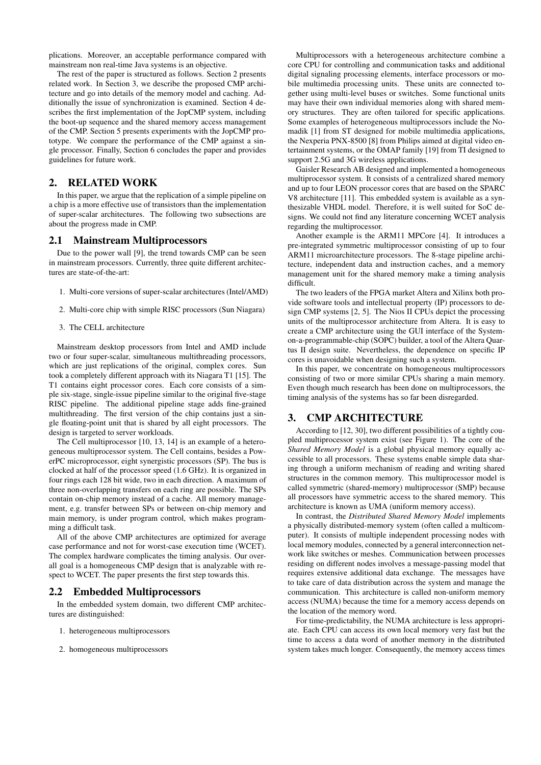plications. Moreover, an acceptable performance compared with mainstream non real-time Java systems is an objective.

The rest of the paper is structured as follows. Section 2 presents related work. In Section 3, we describe the proposed CMP architecture and go into details of the memory model and caching. Additionally the issue of synchronization is examined. Section 4 describes the first implementation of the JopCMP system, including the boot-up sequence and the shared memory access management of the CMP. Section 5 presents experiments with the JopCMP prototype. We compare the performance of the CMP against a single processor. Finally, Section 6 concludes the paper and provides guidelines for future work.

## 2. RELATED WORK

In this paper, we argue that the replication of a simple pipeline on a chip is a more effective use of transistors than the implementation of super-scalar architectures. The following two subsections are about the progress made in CMP.

### 2.1 Mainstream Multiprocessors

Due to the power wall [9], the trend towards CMP can be seen in mainstream processors. Currently, three quite different architectures are state-of-the-art:

1. Multi-core versions of super-scalar architectures (Intel/AMD)
2. Multi-core chip with simple RISC processors (Sun Niagara)
3. The CELL architecture

Mainstream desktop processors from Intel and AMD include two or four super-scalar, simultaneous multithreading processors, which are just replications of the original, complex cores. Sun took a completely different approach with its Niagara T1 [15]. The T1 contains eight processor cores. Each core consists of a simple six-stage, single-issue pipeline similar to the original five-stage RISC pipeline. The additional pipeline stage adds fine-grained multithreading. The first version of the chip contains just a single floating-point unit that is shared by all eight processors. The design is targeted to server workloads.

The Cell multiprocessor [10, 13, 14] is an example of a heterogeneous multiprocessor system. The Cell contains, besides a PowerPC microprocessor, eight synergistic processors (SP). The bus is clocked at half of the processor speed (1.6 GHz). It is organized in four rings each 128 bit wide, two in each direction. A maximum of three non-overlapping transfers on each ring are possible. The SPs contain on-chip memory instead of a cache. All memory management, e.g. transfer between SPs or between on-chip memory and main memory, is under program control, which makes programming a difficult task.

All of the above CMP architectures are optimized for average case performance and not for worst-case execution time (WCET). The complex hardware complicates the timing analysis. Our overall goal is a homogeneous CMP design that is analyzable with respect to WCET. The paper presents the first step towards this.

### 2.2 Embedded Multiprocessors

In the embedded system domain, two different CMP architectures are distinguished:

1. heterogeneous multiprocessors
2. homogeneous multiprocessors

Multiprocessors with a heterogeneous architecture combine a core CPU for controlling and communication tasks and additional digital signaling processing elements, interface processors or mobile multimedia processing units. These units are connected together using multi-level buses or switches. Some functional units may have their own individual memories along with shared memory structures. They are often tailored for specific applications. Some examples of heterogeneous multiprocessors include the Nomadik [1] from ST designed for mobile multimedia applications, the Nexperia PNX-8500 [8] from Philips aimed at digital video entertainment systems, or the OMAP family [19] from TI designed to support 2.5G and 3G wireless applications.

Gaisler Research AB designed and implemented a homogeneous multiprocessor system. It consists of a centralized shared memory and up to four LEON processor cores that are based on the SPARC V8 architecture [11]. This embedded system is available as a synthesizable VHDL model. Therefore, it is well suited for SoC designs. We could not find any literature concerning WCET analysis regarding the multiprocessor.

Another example is the ARM11 MPCore [4]. It introduces a pre-integrated symmetric multiprocessor consisting of up to four ARM11 microarchitecture processors. The 8-stage pipeline architecture, independent data and instruction caches, and a memory management unit for the shared memory make a timing analysis difficult.

The two leaders of the FPGA market Altera and Xilinx both provide software tools and intellectual property (IP) processors to design CMP systems [2, 5]. The Nios II CPUs depict the processing units of the multiprocessor architecture from Altera. It is easy to create a CMP architecture using the GUI interface of the System-on-a-programmable-chip (SOPC) builder, a tool of the Altera Quartus II design suite. Nevertheless, the dependence on specific IP cores is unavoidable when designing such a system.

In this paper, we concentrate on homogeneous multiprocessors consisting of two or more similar CPUs sharing a main memory. Even though much research has been done on multiprocessors, the timing analysis of the systems has so far been disregarded.

## 3. CMP ARCHITECTURE

According to [12, 30], two different possibilities of a tightly coupled multiprocessor system exist (see Figure 1). The core of the *Shared Memory Model* is a global physical memory equally accessible to all processors. These systems enable simple data sharing through a uniform mechanism of reading and writing shared structures in the common memory. This multiprocessor model is called symmetric (shared-memory) multiprocessor (SMP) because all processors have symmetric access to the shared memory. This architecture is known as UMA (uniform memory access).

In contrast, the *Distributed Shared Memory Model* implements a physically distributed-memory system (often called a multicomputer). It consists of multiple independent processing nodes with local memory modules, connected by a general interconnection network like switches or meshes. Communication between processes residing on different nodes involves a message-passing model that requires extensive additional data exchange. The messages have to take care of data distribution across the system and manage the communication. This architecture is called non-uniform memory access (NUMA) because the time for a memory access depends on the location of the memory word.

For time-predictability, the NUMA architecture is less appropriate. Each CPU can access its own local memory very fast but the time to access a data word of another memory in the distributed system takes much longer. Consequently, the memory access times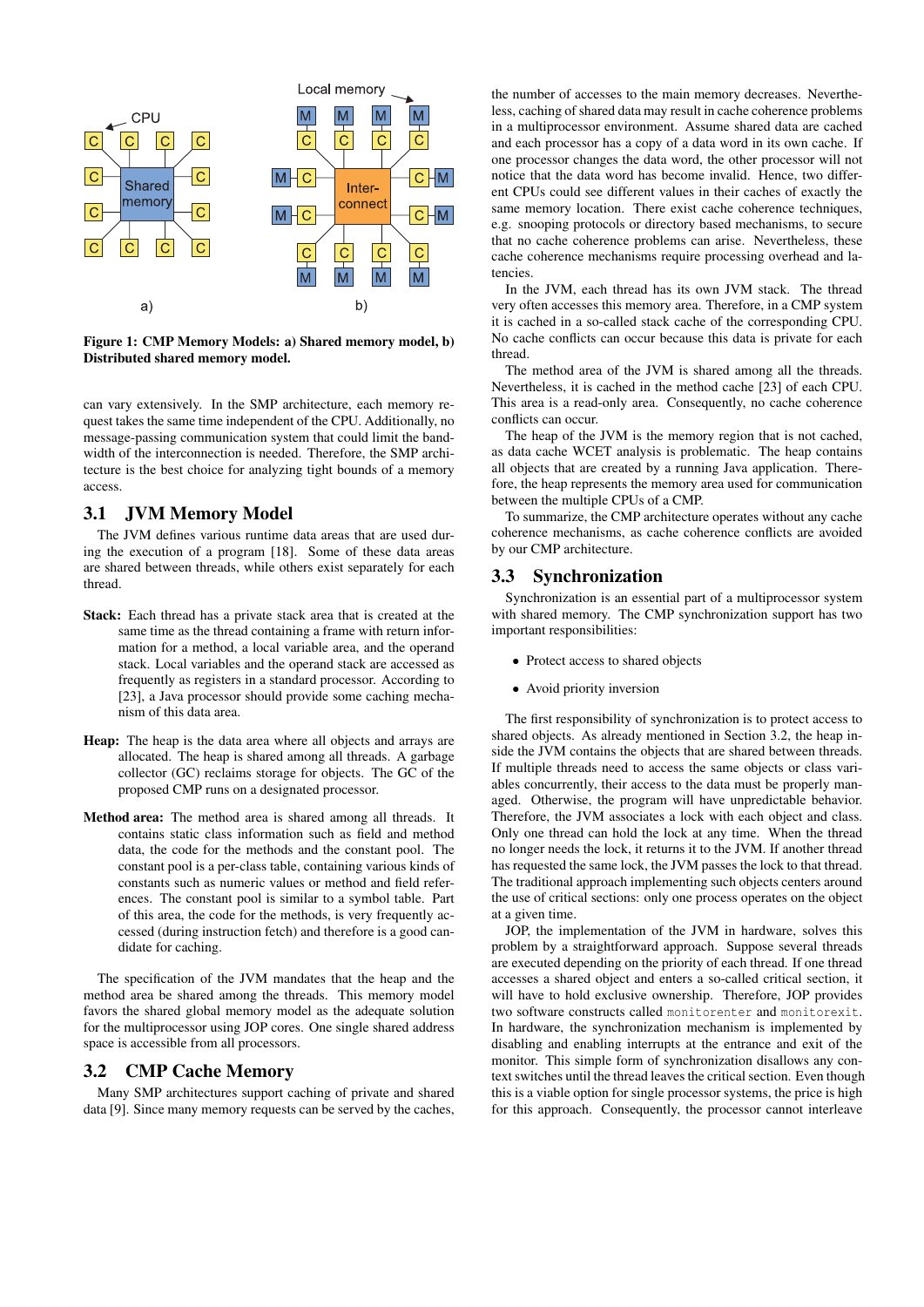**Figure 1: CMP Memory Models: a) Shared memory model, b) Distributed shared memory model.**

can vary extensively. In the SMP architecture, each memory request takes the same time independent of the CPU. Additionally, no message-passing communication system that could limit the bandwidth of the interconnection is needed. Therefore, the SMP architecture is the best choice for analyzing tight bounds of a memory access.

## 3.1 JVM Memory Model

The JVM defines various runtime data areas that are used during the execution of a program [18]. Some of these data areas are shared between threads, while others exist separately for each thread.

**Stack:** Each thread has a private stack area that is created at the same time as the thread containing a frame with return information for a method, a local variable area, and the operand stack. Local variables and the operand stack are accessed as frequently as registers in a standard processor. According to [23], a Java processor should provide some caching mechanism of this data area.

**Heap:** The heap is the data area where all objects and arrays are allocated. The heap is shared among all threads. A garbage collector (GC) reclaims storage for objects. The GC of the proposed CMP runs on a designated processor.

**Method area:** The method area is shared among all threads. It contains static class information such as field and method data, the code for the methods and the constant pool. The constant pool is a per-class table, containing various kinds of constants such as numeric values or method and field references. The constant pool is similar to a symbol table. Part of this area, the code for the methods, is very frequently accessed (during instruction fetch) and therefore is a good candidate for caching.

The specification of the JVM mandates that the heap and the method area be shared among the threads. This memory model favors the shared global memory model as the adequate solution for the multiprocessor using JOP cores. One single shared address space is accessible from all processors.

## 3.2 CMP Cache Memory

Many SMP architectures support caching of private and shared data [9]. Since many memory requests can be served by the caches, the number of accesses to the main memory decreases. Nevertheless, caching of shared data may result in cache coherence problems in a multiprocessor environment. Assume shared data are cached and each processor has a copy of a data word in its own cache. If one processor changes the data word, the other processor will not notice that the data word has become invalid. Hence, two different CPUs could see different values in their caches of exactly the same memory location. There exist cache coherence techniques, e.g. snooping protocols or directory based mechanisms, to secure that no cache coherence problems can arise. Nevertheless, these cache coherence mechanisms require processing overhead and latencies.

In the JVM, each thread has its own JVM stack. The thread very often accesses this memory area. Therefore, in a CMP system it is cached in a so-called stack cache of the corresponding CPU. No cache conflicts can occur because this data is private for each thread.

The method area of the JVM is shared among all the threads. Nevertheless, it is cached in the method cache [23] of each CPU. This area is a read-only area. Consequently, no cache coherence conflicts occur.

The heap of the JVM is the memory region that is not cached, as data cache WCET analysis is problematic. The heap contains all objects that are created by a running Java application. Therefore, the heap represents the memory area used for communication between the multiple CPUs of a CMP.

To summarize, the CMP architecture operates without any cache coherence mechanisms, as cache coherence conflicts are avoided by our CMP architecture.

## 3.3 Synchronization

Synchronization is an essential part of a multiprocessor system with shared memory. The CMP synchronization support has two important responsibilities:

- Protect access to shared objects
- Avoid priority inversion

The first responsibility of synchronization is to protect access to shared objects. As already mentioned in Section 3.2, the heap inside the JVM contains the objects that are shared between threads. If multiple threads need to access the same objects or class variables concurrently, their access to the data must be properly managed. Otherwise, the program will have unpredictable behavior. Therefore, the JVM associates a lock with each object and class. Only one thread can hold the lock at any time. When the thread no longer needs the lock, it returns it to the JVM. If another thread has requested the same lock, the JVM passes the lock to that thread. The traditional approach implementing such objects centers around the use of critical sections: only one process operates on the object at a given time.

JOP, the implementation of the JVM in hardware, solves this problem by a straightforward approach. Suppose several threads are executed depending on the priority of each thread. If one thread accesses a shared object and enters a so-called critical section, it will have to hold exclusive ownership. Therefore, JOP provides two software constructs called `monitorenter` and `monitorexit`. In hardware, the synchronization mechanism is implemented by disabling and enabling interrupts at the entrance and exit of the monitor. This simple form of synchronization disallows any context switches until the thread leaves the critical section. Even though this is a viable option for single processor systems, the price is high for this approach. Consequently, the processor cannot interleave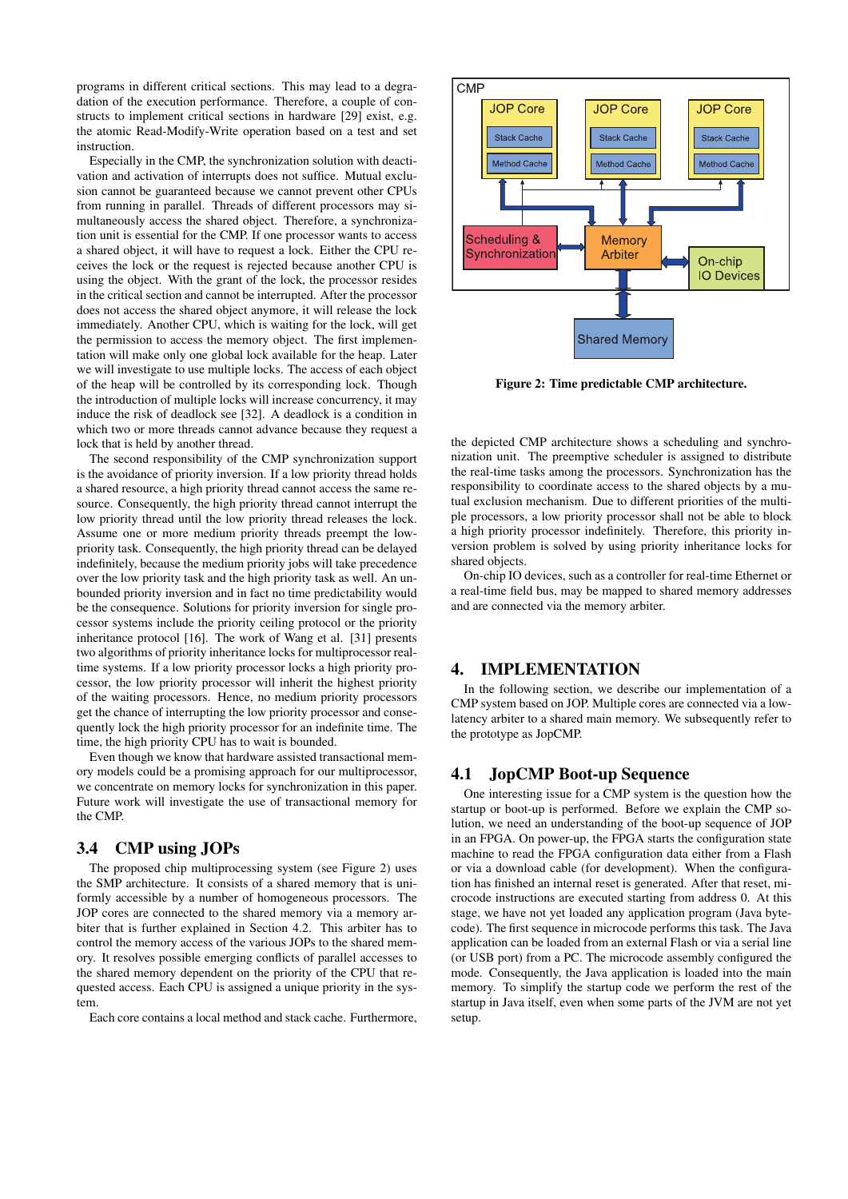programs in different critical sections. This may lead to a degradation of the execution performance. Therefore, a couple of constructs to implement critical sections in hardware [29] exist, e.g. the atomic Read-Modify-Write operation based on a test and set instruction.

Especially in the CMP, the synchronization solution with deactivation and activation of interrupts does not suffice. Mutual exclusion cannot be guaranteed because we cannot prevent other CPUs from running in parallel. Threads of different processors may simultaneously access the shared object. Therefore, a synchronization unit is essential for the CMP. If one processor wants to access a shared object, it will have to request a lock. Either the CPU receives the lock or the request is rejected because another CPU is using the object. With the grant of the lock, the processor resides in the critical section and cannot be interrupted. After the processor does not access the shared object anymore, it will release the lock immediately. Another CPU, which is waiting for the lock, will get the permission to access the memory object. The first implementation will make only one global lock available for the heap. Later we will investigate to use multiple locks. The access of each object of the heap will be controlled by its corresponding lock. Though the introduction of multiple locks will increase concurrency, it may induce the risk of deadlock see [32]. A deadlock is a condition in which two or more threads cannot advance because they request a lock that is held by another thread.

The second responsibility of the CMP synchronization support is the avoidance of priority inversion. If a low priority thread holds a shared resource, a high priority thread cannot access the same resource. Consequently, the high priority thread cannot interrupt the low priority thread until the low priority thread releases the lock. Assume one or more medium priority threads preempt the low-priority task. Consequently, the high priority thread can be delayed indefinitely, because the medium priority jobs will take precedence over the low priority task and the high priority task as well. An unbounded priority inversion and in fact no time predictability would be the consequence. Solutions for priority inversion for single processor systems include the priority ceiling protocol or the priority inheritance protocol [16]. The work of Wang et al. [31] presents two algorithms of priority inheritance locks for multiprocessor real-time systems. If a low priority processor locks a high priority processor, the low priority processor will inherit the highest priority of the waiting processors. Hence, no medium priority processors get the chance of interrupting the low priority processor and consequently lock the high priority processor for an indefinite time. The time, the high priority CPU has to wait is bounded.

Even though we know that hardware assisted transactional memory models could be a promising approach for our multiprocessor, we concentrate on memory locks for synchronization in this paper. Future work will investigate the use of transactional memory for the CMP.

## 3.4 CMP using JOPs

The proposed chip multiprocessing system (see Figure 2) uses the SMP architecture. It consists of a shared memory that is uniformly accessible by a number of homogeneous processors. The JOP cores are connected to the shared memory via a memory arbiter that is further explained in Section 4.2. This arbiter has to control the memory access of the various JOPs to the shared memory. It resolves possible emerging conflicts of parallel accesses to the shared memory dependent on the priority of the CPU that requested access. Each CPU is assigned a unique priority in the system.

Each core contains a local method and stack cache. Furthermore,

CMP
JOP Core
Stack Cache
Method Cache
JOP Core
Stack Cache
Method Cache
JOP Core
Stack Cache
Method Cache
Scheduling & Synchronization
Memory Arbiter
On-chip IO Devices
Shared Memory

**Figure 2: Time predictable CMP architecture.**

the depicted CMP architecture shows a scheduling and synchronization unit. The preemptive scheduler is assigned to distribute the real-time tasks among the processors. Synchronization has the responsibility to coordinate access to the shared objects by a mutual exclusion mechanism. Due to different priorities of the multiple processors, a low priority processor shall not be able to block a high priority processor indefinitely. Therefore, this priority inversion problem is solved by using priority inheritance locks for shared objects.

On-chip IO devices, such as a controller for real-time Ethernet or a real-time field bus, may be mapped to shared memory addresses and are connected via the memory arbiter.

# 4. IMPLEMENTATION

In the following section, we describe our implementation of a CMP system based on JOP. Multiple cores are connected via a low-latency arbiter to a shared main memory. We subsequently refer to the prototype as JopCMP.

## 4.1 JopCMP Boot-up Sequence

One interesting issue for a CMP system is the question how the startup or boot-up is performed. Before we explain the CMP solution, we need an understanding of the boot-up sequence of JOP in an FPGA. On power-up, the FPGA starts the configuration state machine to read the FPGA configuration data either from a Flash or via a download cable (for development). When the configuration has finished an internal reset is generated. After that reset, microcode instructions are executed starting from address 0. At this stage, we have not yet loaded any application program (Java bytecode). The first sequence in microcode performs this task. The Java application can be loaded from an external Flash or via a serial line (or USB port) from a PC. The microcode assembly configured the mode. Consequently, the Java application is loaded into the main memory. To simplify the startup code we perform the rest of the startup in Java itself, even when some parts of the JVM are not yet setup.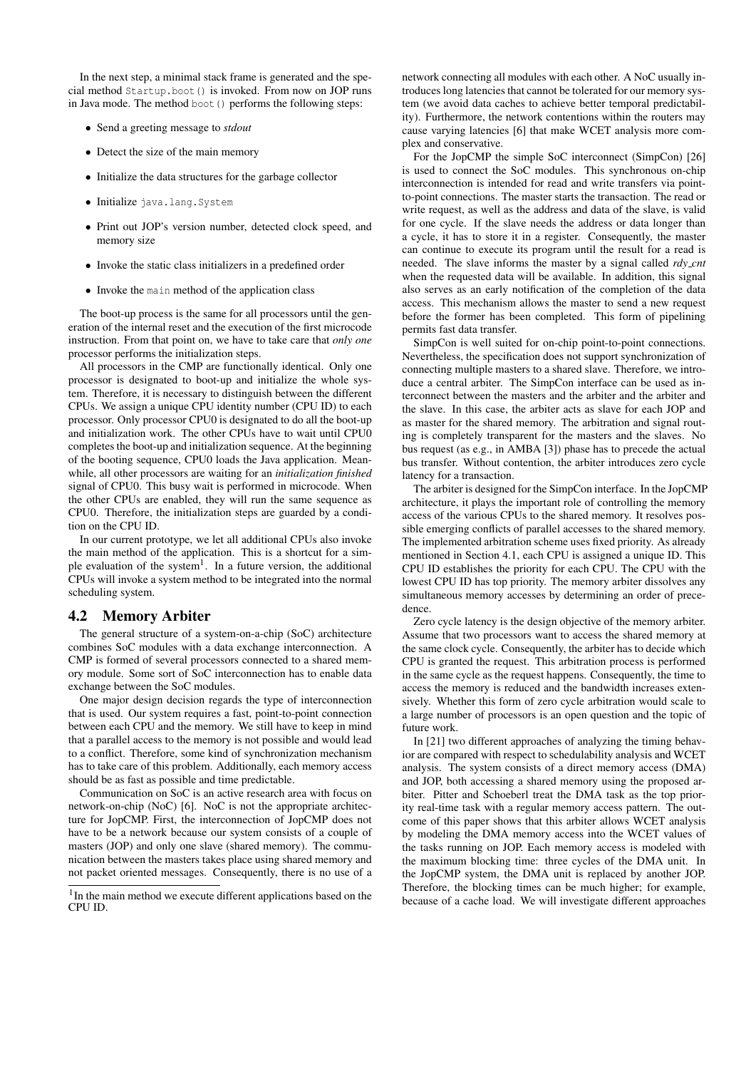In the next step, a minimal stack frame is generated and the special method `Startup.boot()` is invoked. From now on JOP runs in Java mode. The method `boot()` performs the following steps:

- Send a greeting message to *stdout*
- Detect the size of the main memory
- Initialize the data structures for the garbage collector
- Initialize `java.lang.System`
- Print out JOP's version number, detected clock speed, and memory size
- Invoke the static class initializers in a predefined order
- Invoke the `main` method of the application class

The boot-up process is the same for all processors until the generation of the internal reset and the execution of the first microcode instruction. From that point on, we have to take care that *only one* processor performs the initialization steps.

All processors in the CMP are functionally identical. Only one processor is designated to boot-up and initialize the whole system. Therefore, it is necessary to distinguish between the different CPUs. We assign a unique CPU identity number (CPU ID) to each processor. Only processor CPU0 is designated to do all the boot-up and initialization work. The other CPUs have to wait until CPU0 completes the boot-up and initialization sequence. At the beginning of the booting sequence, CPU0 loads the Java application. Meanwhile, all other processors are waiting for an *initialization finished* signal of CPU0. This busy wait is performed in microcode. When the other CPUs are enabled, they will run the same sequence as CPU0. Therefore, the initialization steps are guarded by a condition on the CPU ID.

In our current prototype, we let all additional CPUs also invoke the main method of the application. This is a shortcut for a simple evaluation of the system[1]. In a future version, the additional CPUs will invoke a system method to be integrated into the normal scheduling system.

## 4.2 Memory Arbiter

The general structure of a system-on-a-chip (SoC) architecture combines SoC modules with a data exchange interconnection. A CMP is formed of several processors connected to a shared memory module. Some sort of SoC interconnection has to enable data exchange between the SoC modules.

One major design decision regards the type of interconnection that is used. Our system requires a fast, point-to-point connection between each CPU and the memory. We still have to keep in mind that a parallel access to the memory is not possible and would lead to a conflict. Therefore, some kind of synchronization mechanism has to take care of this problem. Additionally, each memory access should be as fast as possible and time predictable.

Communication on SoC is an active research area with focus on network-on-chip (NoC) [6]. NoC is not the appropriate architecture for JopCMP. First, the interconnection of JopCMP does not have to be a network because our system consists of a couple of masters (JOP) and only one slave (shared memory). The communication between the masters takes place using shared memory and not packet oriented messages. Consequently, there is no use of a network connecting all modules with each other. A NoC usually introduces long latencies that cannot be tolerated for our memory system (we avoid data caches to achieve better temporal predictability). Furthermore, the network contentions within the routers may cause varying latencies [6] that make WCET analysis more complex and conservative.

For the JopCMP the simple SoC interconnect (SimpCon) [26] is used to connect the SoC modules. This synchronous on-chip interconnection is intended for read and write transfers via point-to-point connections. The master starts the transaction. The read or write request, as well as the address and data of the slave, is valid for one cycle. If the slave needs the address or data longer than a cycle, it has to store it in a register. Consequently, the master can continue to execute its program until the result for a read is needed. The slave informs the master by a signal called *rdy_cnt* when the requested data will be available. In addition, this signal also serves as an early notification of the completion of the data access. This mechanism allows the master to send a new request before the former has been completed. This form of pipelining permits fast data transfer.

SimpCon is well suited for on-chip point-to-point connections. Nevertheless, the specification does not support synchronization of connecting multiple masters to a shared slave. Therefore, we introduce a central arbiter. The SimpCon interface can be used as interconnect between the masters and the arbiter and the arbiter and the slave. In this case, the arbiter acts as slave for each JOP and as master for the shared memory. The arbitration and signal routing is completely transparent for the masters and the slaves. No bus request (as e.g., in AMBA [3]) phase has to precede the actual bus transfer. Without contention, the arbiter introduces zero cycle latency for a transaction.

The arbiter is designed for the SimpCon interface. In the JopCMP architecture, it plays the important role of controlling the memory access of the various CPUs to the shared memory. It resolves possible emerging conflicts of parallel accesses to the shared memory. The implemented arbitration scheme uses fixed priority. As already mentioned in Section 4.1, each CPU is assigned a unique ID. This CPU ID establishes the priority for each CPU. The CPU with the lowest CPU ID has top priority. The memory arbiter dissolves any simultaneous memory accesses by determining an order of precedence.

Zero cycle latency is the design objective of the memory arbiter. Assume that two processors want to access the shared memory at the same clock cycle. Consequently, the arbiter has to decide which CPU is granted the request. This arbitration process is performed in the same cycle as the request happens. Consequently, the time to access the memory is reduced and the bandwidth increases extensively. Whether this form of zero cycle arbitration would scale to a large number of processors is an open question and the topic of future work.

In [21] two different approaches of analyzing the timing behavior are compared with respect to schedulability analysis and WCET analysis. The system consists of a direct memory access (DMA) and JOP, both accessing a shared memory using the proposed arbiter. Pitter and Schoeberl treat the DMA task as the top priority real-time task with a regular memory access pattern. The outcome of this paper shows that this arbiter allows WCET analysis by modeling the DMA memory access into the WCET values of the tasks running on JOP. Each memory access is modeled with the maximum blocking time: three cycles of the DMA unit. In the JopCMP system, the DMA unit is replaced by another JOP. Therefore, the blocking times can be much higher; for example, because of a cache load. We will investigate different approaches

[1] In the main method we execute different applications based on the CPU ID.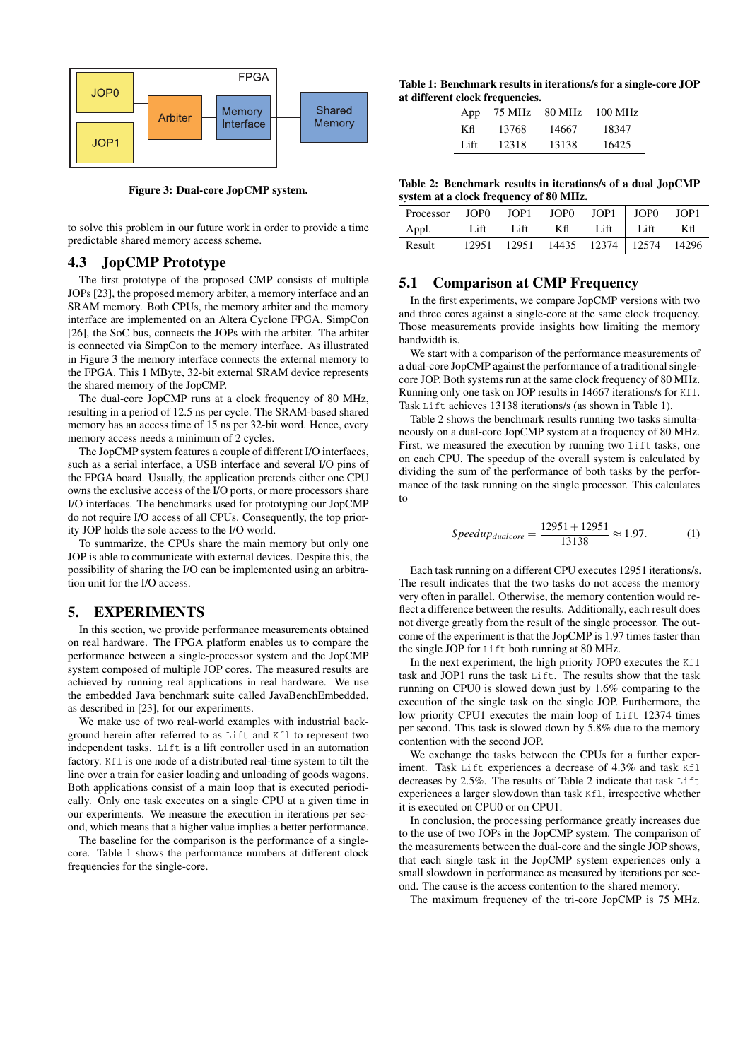FPGA

JOP0

JOP1

Arbiter

Memory Interface

Shared Memory

**Figure 3: Dual-core JopCMP system.**

to solve this problem in our future work in order to provide a time predictable shared memory access scheme.

### 4.3 JopCMP Prototype

The first prototype of the proposed CMP consists of multiple JOPs [23], the proposed memory arbiter, a memory interface and an SRAM memory. Both CPUs, the memory arbiter and the memory interface are implemented on an Altera Cyclone FPGA. SimpCon [26], the SoC bus, connects the JOPs with the arbiter. The arbiter is connected via SimpCon to the memory interface. As illustrated in Figure 3 the memory interface connects the external memory to the FPGA. This 1 MByte, 32-bit external SRAM device represents the shared memory of the JopCMP.

The dual-core JopCMP runs at a clock frequency of 80 MHz, resulting in a period of 12.5 ns per cycle. The SRAM-based shared memory has an access time of 15 ns per 32-bit word. Hence, every memory access needs a minimum of 2 cycles.

The JopCMP system features a couple of different I/O interfaces, such as a serial interface, a USB interface and several I/O pins of the FPGA board. Usually, the application pretends either one CPU owns the exclusive access of the I/O ports, or more processors share I/O interfaces. The benchmarks used for prototyping our JopCMP do not require I/O access of all CPUs. Consequently, the top priority JOP holds the sole access to the I/O world.

To summarize, the CPUs share the main memory but only one JOP is able to communicate with external devices. Despite this, the possibility of sharing the I/O can be implemented using an arbitration unit for the I/O access.

## 5. EXPERIMENTS

In this section, we provide performance measurements obtained on real hardware. The FPGA platform enables us to compare the performance between a single-processor system and the JopCMP system composed of multiple JOP cores. The measured results are achieved by running real applications in real hardware. We use the embedded Java benchmark suite called JavaBenchEmbedded, as described in [23], for our experiments.

We make use of two real-world examples with industrial background herein after referred to as `Lift` and `Kfl` to represent two independent tasks. `Lift` is a lift controller used in an automation factory. `Kfl` is one node of a distributed real-time system to tilt the line over a train for easier loading and unloading of goods wagons. Both applications consist of a main loop that is executed periodically. Only one task executes on a single CPU at a given time in our experiments. We measure the execution in iterations per second, which means that a higher value implies a better performance.

The baseline for the comparison is the performance of a single-core. Table 1 shows the performance numbers at different clock frequencies for the single-core.

**Table 1: Benchmark results in iterations/s for a single-core JOP at different clock frequencies.**

| App | 75 MHz | 80 MHz | 100 MHz |
|---|---|---|---|
| Kfl | 13768 | 14667 | 18347 |
| Lift | 12318 | 13138 | 16425 |

**Table 2: Benchmark results in iterations/s of a dual JopCMP system at a clock frequency of 80 MHz.**

| Processor | JOP0 | JOP1 | JOP0 | JOP1 | JOP0 | JOP1 |
|---|---|---|---|---|---|---|
| Appl. | Lift | Lift | Kfl | Lift | Lift | Kfl |
| Result | 12951 | 12951 | 14435 | 12374 | 12574 | 14296 |

### 5.1 Comparison at CMP Frequency

In the first experiments, we compare JopCMP versions with two and three cores against a single-core at the same clock frequency. Those measurements provide insights how limiting the memory bandwidth is.

We start with a comparison of the performance measurements of a dual-core JopCMP against the performance of a traditional single-core JOP. Both systems run at the same clock frequency of 80 MHz. Running only one task on JOP results in 14667 iterations/s for `Kfl`. Task `Lift` achieves 13138 iterations/s (as shown in Table 1).

Table 2 shows the benchmark results running two tasks simultaneously on a dual-core JopCMP system at a frequency of 80 MHz. First, we measured the execution by running two `Lift` tasks, one on each CPU. The speedup of the overall system is calculated by dividing the sum of the performance of both tasks by the performance of the task running on the single processor. This calculates to

$$Speedup_{dualcore} = \frac{12951 + 12951}{13138} \approx 1.97. \quad (1)$$

Each task running on a different CPU executes 12951 iterations/s. The result indicates that the two tasks do not access the memory very often in parallel. Otherwise, the memory contention would reflect a difference between the results. Additionally, each result does not diverge greatly from the result of the single processor. The outcome of the experiment is that the JopCMP is 1.97 times faster than the single JOP for `Lift` both running at 80 MHz.

In the next experiment, the high priority JOP0 executes the `Kfl` task and JOP1 runs the task `Lift`. The results show that the task running on CPU0 is slowed down just by 1.6% comparing to the execution of the single task on the single JOP. Furthermore, the low priority CPU1 executes the main loop of `Lift` 12374 times per second. This task is slowed down by 5.8% due to the memory contention with the second JOP.

We exchange the tasks between the CPUs for a further experiment. Task `Lift` experiences a decrease of 4.3% and task `Kfl` decreases by 2.5%. The results of Table 2 indicate that task `Lift` experiences a larger slowdown than task `Kfl`, irrespective whether it is executed on CPU0 or on CPU1.

In conclusion, the processing performance greatly increases due to the use of two JOPs in the JopCMP system. The comparison of the measurements between the dual-core and the single JOP shows, that each single task in the JopCMP system experiences only a small slowdown in performance as measured by iterations per second. The cause is the access contention to the shared memory.

The maximum frequency of the tri-core JopCMP is 75 MHz.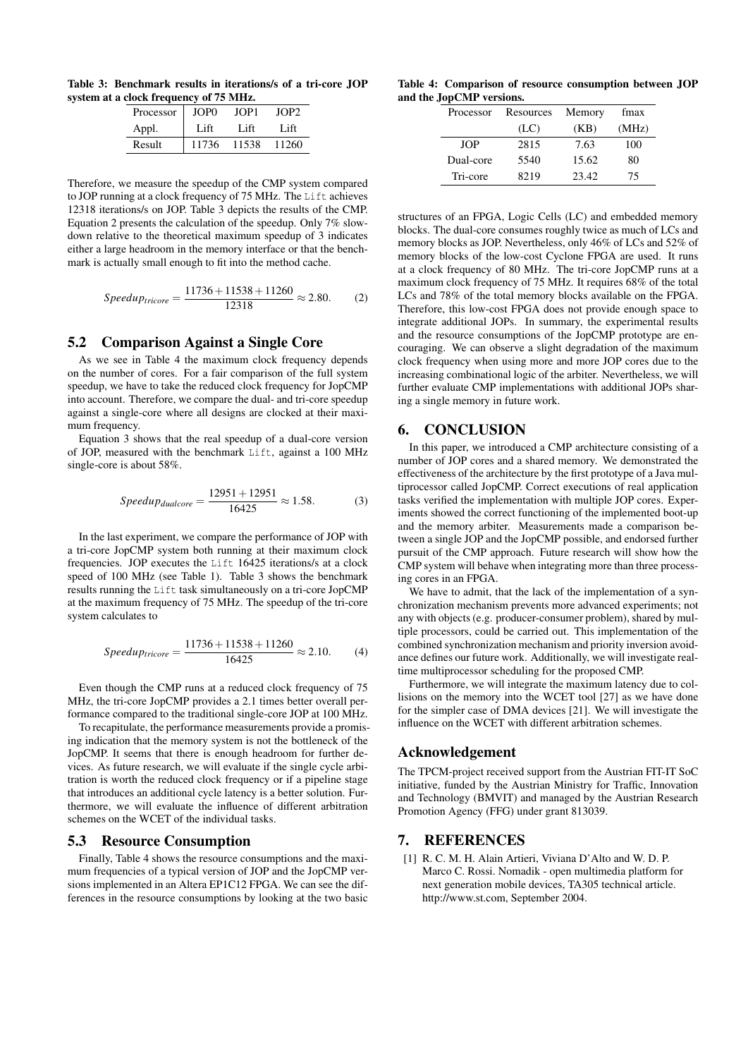**Table 3: Benchmark results in iterations/s of a tri-core JOP system at a clock frequency of 75 MHz.**

| Processor | JOP0 | JOP1 | JOP2 |
|---|---|---|---|
| Appl. | Lift | Lift | Lift |
| Result | 11736 | 11538 | 11260 |

Therefore, we measure the speedup of the CMP system compared to JOP running at a clock frequency of 75 MHz. The Lift achieves 12318 iterations/s on JOP. Table 3 depicts the results of the CMP. Equation 2 presents the calculation of the speedup. Only 7% slowdown relative to the theoretical maximum speedup of 3 indicates either a large headroom in the memory interface or that the benchmark is actually small enough to fit into the method cache.

$$Speedup_{tricore} = \frac{11736 + 11538 + 11260}{12318} \approx 2.80. \qquad (2)$$

## 5.2 Comparison Against a Single Core

As we see in Table 4 the maximum clock frequency depends on the number of cores. For a fair comparison of the full system speedup, we have to take the reduced clock frequency for JopCMP into account. Therefore, we compare the dual- and tri-core speedup against a single-core where all designs are clocked at their maximum frequency.

Equation 3 shows that the real speedup of a dual-core version of JOP, measured with the benchmark Lift, against a 100 MHz single-core is about 58%.

$$Speedup_{dualcore} = \frac{12951 + 12951}{16425} \approx 1.58. \qquad (3)$$

In the last experiment, we compare the performance of JOP with a tri-core JopCMP system both running at their maximum clock frequencies. JOP executes the Lift 16425 iterations/s at a clock speed of 100 MHz (see Table 1). Table 3 shows the benchmark results running the Lift task simultaneously on a tri-core JopCMP at the maximum frequency of 75 MHz. The speedup of the tri-core system calculates to

$$Speedup_{tricore} = \frac{11736 + 11538 + 11260}{16425} \approx 2.10. \qquad (4)$$

Even though the CMP runs at a reduced clock frequency of 75 MHz, the tri-core JopCMP provides a 2.1 times better overall performance compared to the traditional single-core JOP at 100 MHz.

To recapitulate, the performance measurements provide a promising indication that the memory system is not the bottleneck of the JopCMP. It seems that there is enough headroom for further devices. As future research, we will evaluate if the single cycle arbitration is worth the reduced clock frequency or if a pipeline stage that introduces an additional cycle latency is a better solution. Furthermore, we will evaluate the influence of different arbitration schemes on the WCET of the individual tasks.

## 5.3 Resource Consumption

Finally, Table 4 shows the resource consumptions and the maximum frequencies of a typical version of JOP and the JopCMP versions implemented in an Altera EP1C12 FPGA. We can see the differences in the resource consumptions by looking at the two basic structures of an FPGA, Logic Cells (LC) and embedded memory blocks. The dual-core consumes roughly twice as much of LCs and memory blocks as JOP. Nevertheless, only 46% of LCs and 52% of memory blocks of the low-cost Cyclone FPGA are used. It runs at a clock frequency of 80 MHz. The tri-core JopCMP runs at a maximum clock frequency of 75 MHz. It requires 68% of the total LCs and 78% of the total memory blocks available on the FPGA. Therefore, this low-cost FPGA does not provide enough space to integrate additional JOPs. In summary, the experimental results and the resource consumptions of the JopCMP prototype are encouraging. We can observe a slight degradation of the maximum clock frequency when using more and more JOP cores due to the increasing combinational logic of the arbiter. Nevertheless, we will further evaluate CMP implementations with additional JOPs sharing a single memory in future work.

**Table 4: Comparison of resource consumption between JOP and the JopCMP versions.**

| Processor | Resources (LC) | Memory (KB) | fmax (MHz) |
|---|---|---|---|
| JOP | 2815 | 7.63 | 100 |
| Dual-core | 5540 | 15.62 | 80 |
| Tri-core | 8219 | 23.42 | 75 |

# 6. CONCLUSION

In this paper, we introduced a CMP architecture consisting of a number of JOP cores and a shared memory. We demonstrated the effectiveness of the architecture by the first prototype of a Java multiprocessor called JopCMP. Correct executions of real application tasks verified the implementation with multiple JOP cores. Experiments showed the correct functioning of the implemented boot-up and the memory arbiter. Measurements made a comparison between a single JOP and the JopCMP possible, and endorsed further pursuit of the CMP approach. Future research will show how the CMP system will behave when integrating more than three processing cores in an FPGA.

We have to admit, that the lack of the implementation of a synchronization mechanism prevents more advanced experiments; not any with objects (e.g. producer-consumer problem), shared by multiple processors, could be carried out. This implementation of the combined synchronization mechanism and priority inversion avoidance defines our future work. Additionally, we will investigate real-time multiprocessor scheduling for the proposed CMP.

Furthermore, we will integrate the maximum latency due to collisions on the memory into the WCET tool [27] as we have done for the simpler case of DMA devices [21]. We will investigate the influence on the WCET with different arbitration schemes.

## Acknowledgement

The TPCM-project received support from the Austrian FIT-IT SoC initiative, funded by the Austrian Ministry for Traffic, Innovation and Technology (BMVIT) and managed by the Austrian Research Promotion Agency (FFG) under grant 813039.

# 7. REFERENCES

[1] R. C. M. H. Alain Artieri, Viviana D'Alto and W. D. P. Marco C. Rossi. Nomadik - open multimedia platform for next generation mobile devices, TA305 technical article. http://www.st.com, September 2004.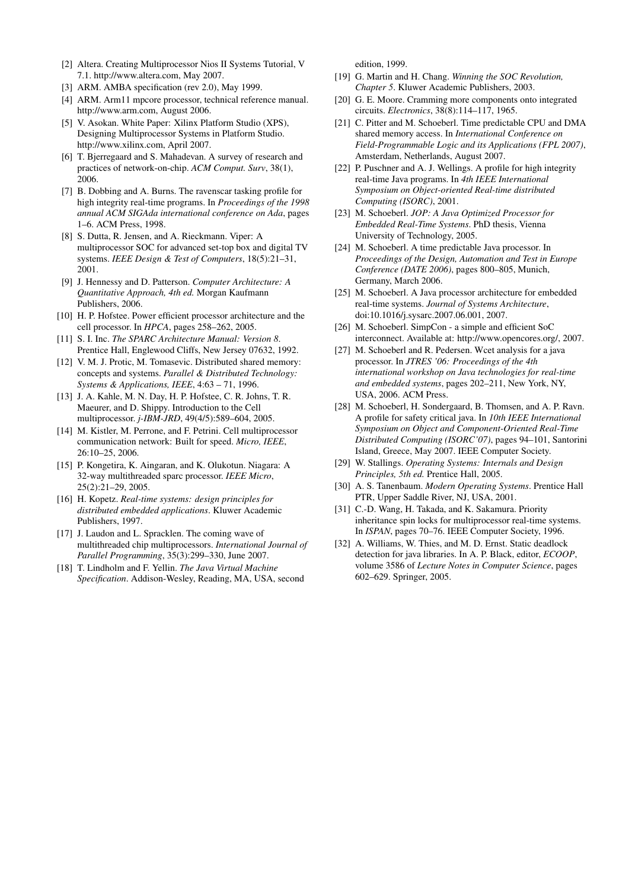[2] Altera. Creating Multiprocessor Nios II Systems Tutorial, V 7.1. http://www.altera.com, May 2007.

[3] ARM. AMBA specification (rev 2.0), May 1999.

[4] ARM. Arm11 mpcore processor, technical reference manual. http://www.arm.com, August 2006.

[5] V. Asokan. White Paper: Xilinx Platform Studio (XPS), Designing Multiprocessor Systems in Platform Studio. http://www.xilinx.com, April 2007.

[6] T. Bjerregaard and S. Mahadevan. A survey of research and practices of network-on-chip. *ACM Comput. Surv*, 38(1), 2006.

[7] B. Dobbing and A. Burns. The ravenscar tasking profile for high integrity real-time programs. In *Proceedings of the 1998 annual ACM SIGAda international conference on Ada*, pages 1–6. ACM Press, 1998.

[8] S. Dutta, R. Jensen, and A. Rieckmann. Viper: A multiprocessor SOC for advanced set-top box and digital TV systems. *IEEE Design & Test of Computers*, 18(5):21–31, 2001.

[9] J. Hennessy and D. Patterson. *Computer Architecture: A Quantitative Approach, 4th ed.* Morgan Kaufmann Publishers, 2006.

[10] H. P. Hofstee. Power efficient processor architecture and the cell processor. In *HPCA*, pages 258–262, 2005.

[11] S. I. Inc. *The SPARC Architecture Manual: Version 8*. Prentice Hall, Englewood Cliffs, New Jersey 07632, 1992.

[12] V. M. J. Protic, M. Tomasevic. Distributed shared memory: concepts and systems. *Parallel & Distributed Technology: Systems & Applications, IEEE*, 4:63 – 71, 1996.

[13] J. A. Kahle, M. N. Day, H. P. Hofstee, C. R. Johns, T. R. Maeurer, and D. Shippy. Introduction to the Cell multiprocessor. *j-IBM-JRD*, 49(4/5):589–604, 2005.

[14] M. Kistler, M. Perrone, and F. Petrini. Cell multiprocessor communication network: Built for speed. *Micro, IEEE*, 26:10–25, 2006.

[15] P. Kongetira, K. Aingaran, and K. Olukotun. Niagara: A 32-way multithreaded sparc processor. *IEEE Micro*, 25(2):21–29, 2005.

[16] H. Kopetz. *Real-time systems: design principles for distributed embedded applications*. Kluwer Academic Publishers, 1997.

[17] J. Laudon and L. Spracklen. The coming wave of multithreaded chip multiprocessors. *International Journal of Parallel Programming*, 35(3):299–330, June 2007.

[18] T. Lindholm and F. Yellin. *The Java Virtual Machine Specification*. Addison-Wesley, Reading, MA, USA, second edition, 1999.

[19] G. Martin and H. Chang. *Winning the SOC Revolution, Chapter 5*. Kluwer Academic Publishers, 2003.

[20] G. E. Moore. Cramming more components onto integrated circuits. *Electronics*, 38(8):114–117, 1965.

[21] C. Pitter and M. Schoeberl. Time predictable CPU and DMA shared memory access. In *International Conference on Field-Programmable Logic and its Applications (FPL 2007)*, Amsterdam, Netherlands, August 2007.

[22] P. Puschner and A. J. Wellings. A profile for high integrity real-time Java programs. In *4th IEEE International Symposium on Object-oriented Real-time distributed Computing (ISORC)*, 2001.

[23] M. Schoeberl. *JOP: A Java Optimized Processor for Embedded Real-Time Systems*. PhD thesis, Vienna University of Technology, 2005.

[24] M. Schoeberl. A time predictable Java processor. In *Proceedings of the Design, Automation and Test in Europe Conference (DATE 2006)*, pages 800–805, Munich, Germany, March 2006.

[25] M. Schoeberl. A Java processor architecture for embedded real-time systems. *Journal of Systems Architecture*, doi:10.1016/j.sysarc.2007.06.001, 2007.

[26] M. Schoeberl. SimpCon - a simple and efficient SoC interconnect. Available at: http://www.opencores.org/, 2007.

[27] M. Schoeberl and R. Pedersen. Wcet analysis for a java processor. In *JTRES '06: Proceedings of the 4th international workshop on Java technologies for real-time and embedded systems*, pages 202–211, New York, NY, USA, 2006. ACM Press.

[28] M. Schoeberl, H. Sondergaard, B. Thomsen, and A. P. Ravn. A profile for safety critical java. In *10th IEEE International Symposium on Object and Component-Oriented Real-Time Distributed Computing (ISORC'07)*, pages 94–101, Santorini Island, Greece, May 2007. IEEE Computer Society.

[29] W. Stallings. *Operating Systems: Internals and Design Principles, 5th ed.* Prentice Hall, 2005.

[30] A. S. Tanenbaum. *Modern Operating Systems*. Prentice Hall PTR, Upper Saddle River, NJ, USA, 2001.

[31] C.-D. Wang, H. Takada, and K. Sakamura. Priority inheritance spin locks for multiprocessor real-time systems. In *ISPAN*, pages 70–76. IEEE Computer Society, 1996.

[32] A. Williams, W. Thies, and M. D. Ernst. Static deadlock detection for java libraries. In A. P. Black, editor, *ECOOP*, volume 3586 of *Lecture Notes in Computer Science*, pages 602–629. Springer, 2005.